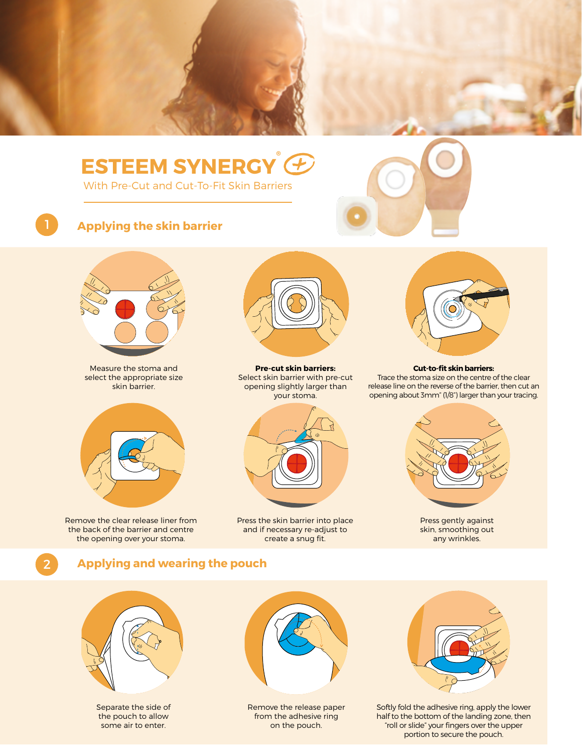# ESTEEM SYNERGY®

With Pre-Cut and Cut-To-Fit Skin Barriers

## 1 Applying the skin barrier

Measure the stoma and select the appropriate size skin barrier.

**Pre-cut skin barriers:**
Select skin barrier with pre-cut opening slightly larger than your stoma.

**Cut-to-fit skin barriers:**
Trace the stoma size on the centre of the clear release line on the reverse of the barrier, then cut an opening about 3mm" (1/8") larger than your tracing.

Remove the clear release liner from the back of the barrier and centre the opening over your stoma.

Press the skin barrier into place and if necessary re-adjust to create a snug fit.

Press gently against skin, smoothing out any wrinkles.

## 2 Applying and wearing the pouch

Separate the side of the pouch to allow some air to enter.

Remove the release paper from the adhesive ring on the pouch.

Softly fold the adhesive ring, apply the lower half to the bottom of the landing zone, then "roll or slide" your fingers over the upper portion to secure the pouch.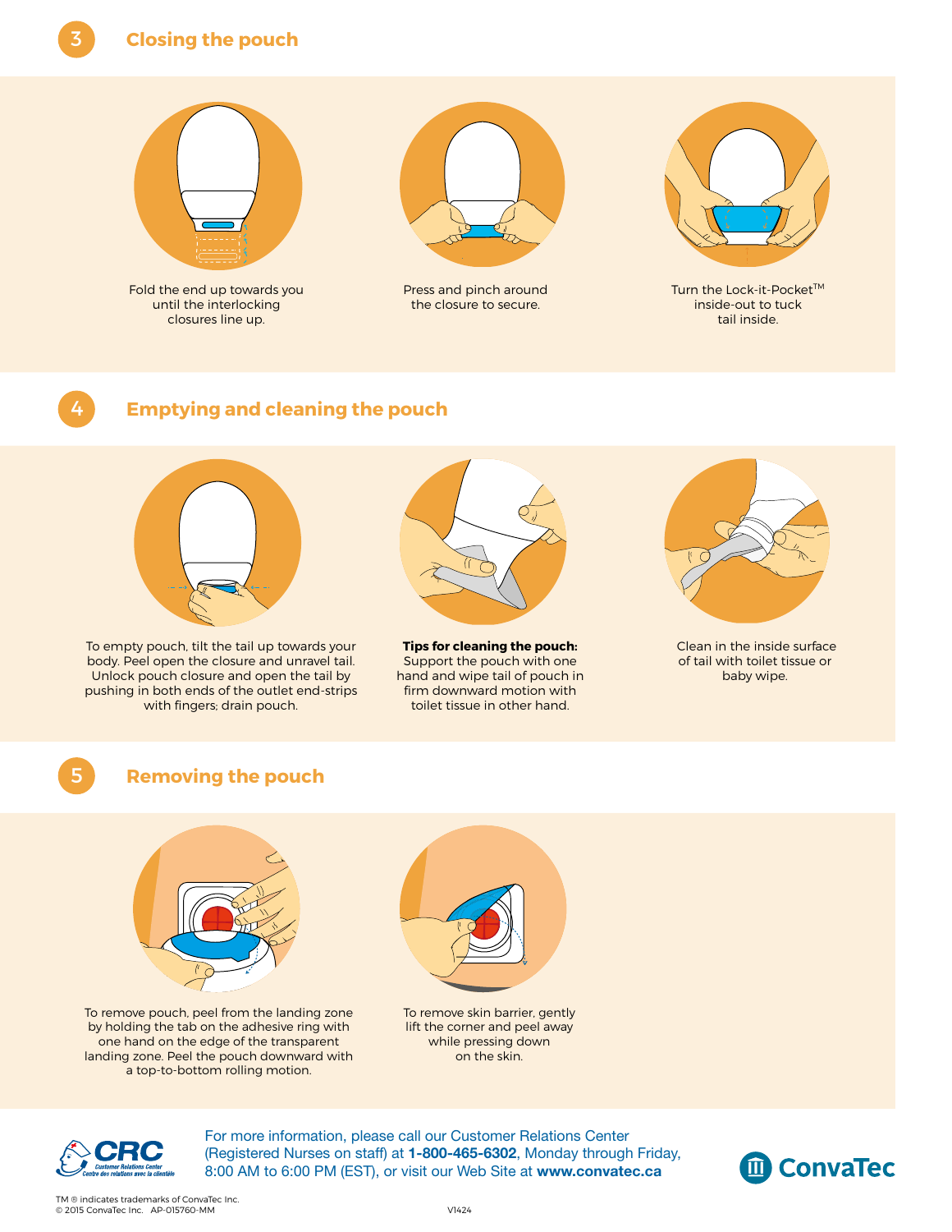## 3 Closing the pouch

Fold the end up towards you until the interlocking closures line up.

Press and pinch around the closure to secure.

Turn the Lock-it-Pocket™ inside-out to tuck tail inside.

## 4 Emptying and cleaning the pouch

To empty pouch, tilt the tail up towards your body. Peel open the closure and unravel tail. Unlock pouch closure and open the tail by pushing in both ends of the outlet end-strips with fingers; drain pouch.

**Tips for cleaning the pouch:** Support the pouch with one hand and wipe tail of pouch in firm downward motion with toilet tissue in other hand.

Clean in the inside surface of tail with toilet tissue or baby wipe.

## 5 Removing the pouch

To remove pouch, peel from the landing zone by holding the tab on the adhesive ring with one hand on the edge of the transparent landing zone. Peel the pouch downward with a top-to-bottom rolling motion.

To remove skin barrier, gently lift the corner and peel away while pressing down on the skin.

CRC Customer Relations Center / Centre des relations avec la clientèle

For more information, please call our Customer Relations Center (Registered Nurses on staff) at **1-800-465-6302**, Monday through Friday, 8:00 AM to 6:00 PM (EST), or visit our Web Site at **www.convatec.ca**

ConvaTec

TM ® indicates trademarks of ConvaTec Inc.
© 2015 ConvaTec Inc. AP-015760-MM

V1424